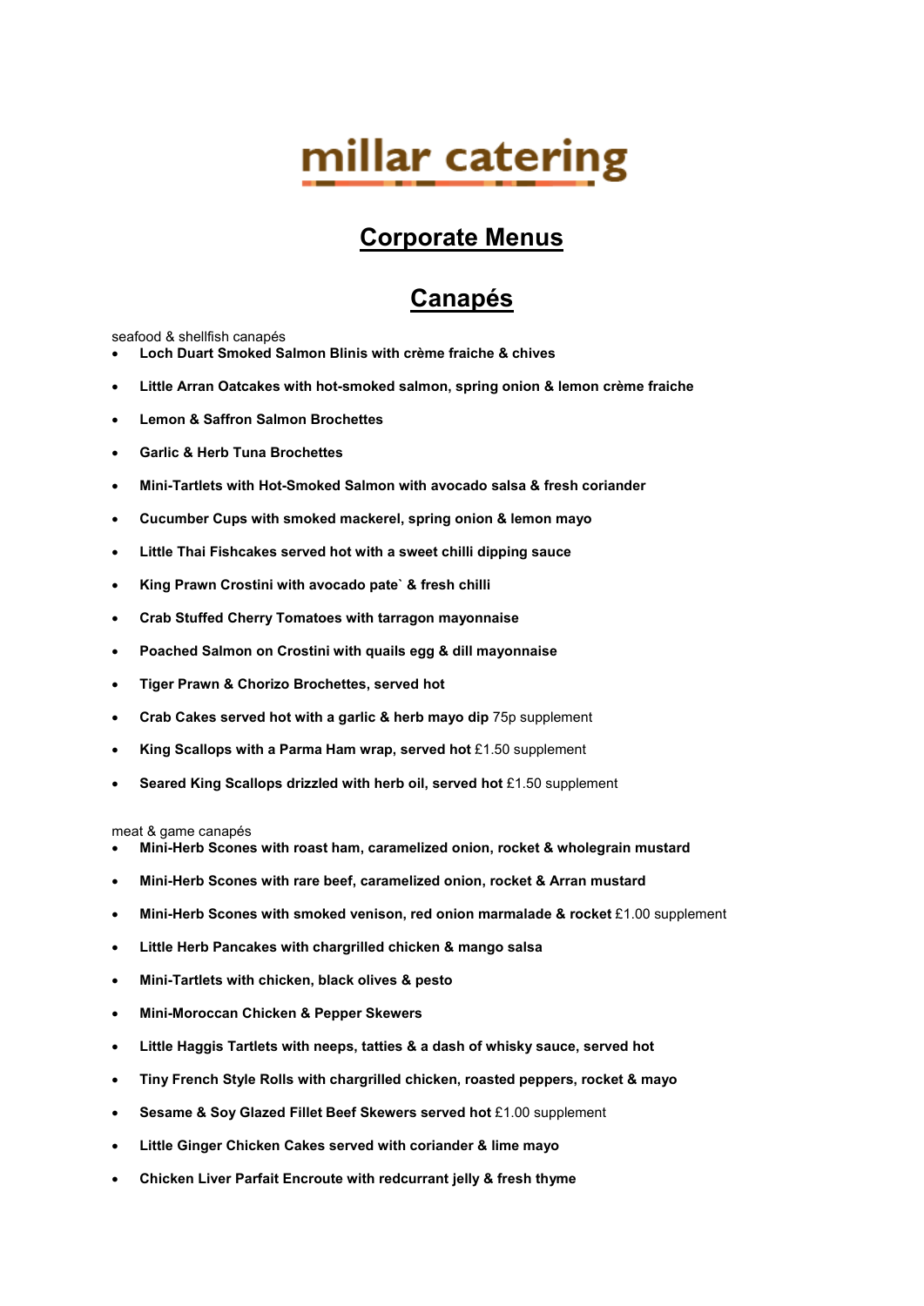# millar catering

## Corporate Menus

## Canapés

seafood & shellfish canapés

- **Loch Duart Smoked Salmon Blinis with crème fraiche & chives**
- **Little Arran Oatcakes with hot-smoked salmon, spring onion & lemon crème fraiche**
- **Lemon & Saffron Salmon Brochettes**
- **Garlic & Herb Tuna Brochettes**
- **Mini-Tartlets with Hot-Smoked Salmon with avocado salsa & fresh coriander**
- **Cucumber Cups with smoked mackerel, spring onion & lemon mayo**
- **Little Thai Fishcakes served hot with a sweet chilli dipping sauce**
- **King Prawn Crostini with avocado pate` & fresh chilli**
- **Crab Stuffed Cherry Tomatoes with tarragon mayonnaise**
- **Poached Salmon on Crostini with quails egg & dill mayonnaise**
- **Tiger Prawn & Chorizo Brochettes, served hot**
- **Crab Cakes served hot with a garlic & herb mayo dip** 75p supplement
- **King Scallops with a Parma Ham wrap, served hot** £1.50 supplement
- **Seared King Scallops drizzled with herb oil, served hot** £1.50 supplement

meat & game canapés

- **Mini-Herb Scones with roast ham, caramelized onion, rocket & wholegrain mustard**
- **Mini-Herb Scones with rare beef, caramelized onion, rocket & Arran mustard**
- **Mini-Herb Scones with smoked venison, red onion marmalade & rocket** £1.00 supplement
- **Little Herb Pancakes with chargrilled chicken & mango salsa**
- **Mini-Tartlets with chicken, black olives & pesto**
- **Mini-Moroccan Chicken & Pepper Skewers**
- **Little Haggis Tartlets with neeps, tatties & a dash of whisky sauce, served hot**
- **Tiny French Style Rolls with chargrilled chicken, roasted peppers, rocket & mayo**
- **Sesame & Soy Glazed Fillet Beef Skewers served hot** £1.00 supplement
- **Little Ginger Chicken Cakes served with coriander & lime mayo**
- **Chicken Liver Parfait Encroute with redcurrant jelly & fresh thyme**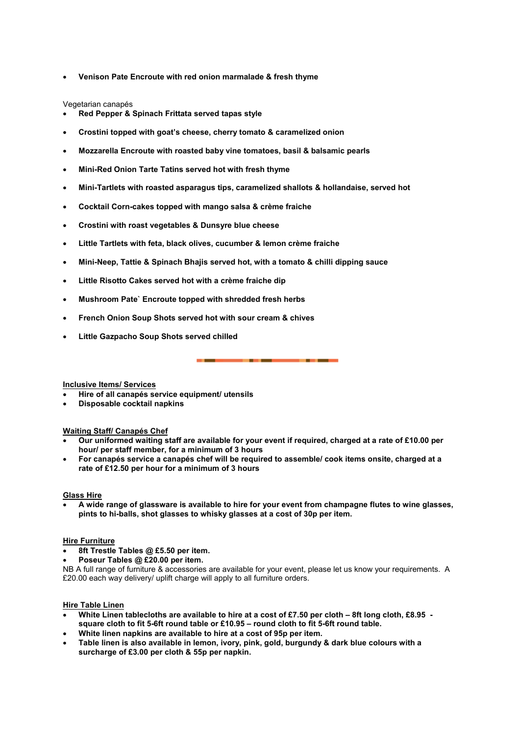- **Venison Pate Encroute with red onion marmalade & fresh thyme**

Vegetarian canapés

- **Red Pepper & Spinach Frittata served tapas style**
- **Crostini topped with goat's cheese, cherry tomato & caramelized onion**
- **Mozzarella Encroute with roasted baby vine tomatoes, basil & balsamic pearls**
- **Mini-Red Onion Tarte Tatins served hot with fresh thyme**
- **Mini-Tartlets with roasted asparagus tips, caramelized shallots & hollandaise, served hot**
- **Cocktail Corn-cakes topped with mango salsa & crème fraiche**
- **Crostini with roast vegetables & Dunsyre blue cheese**
- **Little Tartlets with feta, black olives, cucumber & lemon crème fraiche**
- **Mini-Neep, Tattie & Spinach Bhajis served hot, with a tomato & chilli dipping sauce**
- **Little Risotto Cakes served hot with a crème fraiche dip**
- **Mushroom Pate` Encroute topped with shredded fresh herbs**
- **French Onion Soup Shots served hot with sour cream & chives**
- **Little Gazpacho Soup Shots served chilled**

---

**<u>Inclusive Items/ Services</u>**

- **Hire of all canapés service equipment/ utensils**
- **Disposable cocktail napkins**

**<u>Waiting Staff/ Canapés Chef</u>**

- **Our uniformed waiting staff are available for your event if required, charged at a rate of £10.00 per hour/ per staff member, for a minimum of 3 hours**
- **For canapés service a canapés chef will be required to assemble/ cook items onsite, charged at a rate of £12.50 per hour for a minimum of 3 hours**

**<u>Glass Hire</u>**

- **A wide range of glassware is available to hire for your event from champagne flutes to wine glasses, pints to hi-balls, shot glasses to whisky glasses at a cost of 30p per item.**

**<u>Hire Furniture</u>**

- **8ft Trestle Tables @ £5.50 per item.**
- **Poseur Tables @ £20.00 per item.**

NB A full range of furniture & accessories are available for your event, please let us know your requirements. A £20.00 each way delivery/ uplift charge will apply to all furniture orders.

**<u>Hire Table Linen</u>**

- **White Linen tablecloths are available to hire at a cost of £7.50 per cloth – 8ft long cloth, £8.95 - square cloth to fit 5-6ft round table or £10.95 – round cloth to fit 5-6ft round table.**
- **White linen napkins are available to hire at a cost of 95p per item.**
- **Table linen is also available in lemon, ivory, pink, gold, burgundy & dark blue colours with a surcharge of £3.00 per cloth & 55p per napkin.**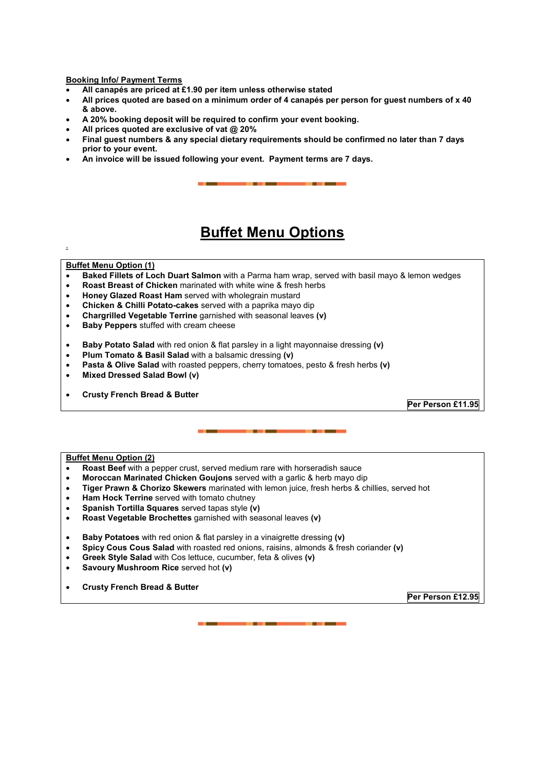**Booking Info/ Payment Terms**

- **All canapés are priced at £1.90 per item unless otherwise stated**
- **All prices quoted are based on a minimum order of 4 canapés per person for guest numbers of x 40 & above.**
- **A 20% booking deposit will be required to confirm your event booking.**
- **All prices quoted are exclusive of vat @ 20%**
- **Final guest numbers & any special dietary requirements should be confirmed no later than 7 days prior to your event.**
- **An invoice will be issued following your event. Payment terms are 7 days.**

# Buffet Menu Options

**Buffet Menu Option (1)**

- **Baked Fillets of Loch Duart Salmon** with a Parma ham wrap, served with basil mayo & lemon wedges
- **Roast Breast of Chicken** marinated with white wine & fresh herbs
- **Honey Glazed Roast Ham** served with wholegrain mustard
- **Chicken & Chilli Potato-cakes** served with a paprika mayo dip
- **Chargrilled Vegetable Terrine** garnished with seasonal leaves **(v)**
- **Baby Peppers** stuffed with cream cheese

- **Baby Potato Salad** with red onion & flat parsley in a light mayonnaise dressing **(v)**
- **Plum Tomato & Basil Salad** with a balsamic dressing **(v)**
- **Pasta & Olive Salad** with roasted peppers, cherry tomatoes, pesto & fresh herbs **(v)**
- **Mixed Dressed Salad Bowl (v)**

- **Crusty French Bread & Butter**

**Per Person £11.95**

**Buffet Menu Option (2)**

- **Roast Beef** with a pepper crust, served medium rare with horseradish sauce
- **Moroccan Marinated Chicken Goujons** served with a garlic & herb mayo dip
- **Tiger Prawn & Chorizo Skewers** marinated with lemon juice, fresh herbs & chillies, served hot
- **Ham Hock Terrine** served with tomato chutney
- **Spanish Tortilla Squares** served tapas style **(v)**
- **Roast Vegetable Brochettes** garnished with seasonal leaves **(v)**

- **Baby Potatoes** with red onion & flat parsley in a vinaigrette dressing **(v)**
- **Spicy Cous Cous Salad** with roasted red onions, raisins, almonds & fresh coriander **(v)**
- **Greek Style Salad** with Cos lettuce, cucumber, feta & olives **(v)**
- **Savoury Mushroom Rice** served hot **(v)**

- **Crusty French Bread & Butter**

**Per Person £12.95**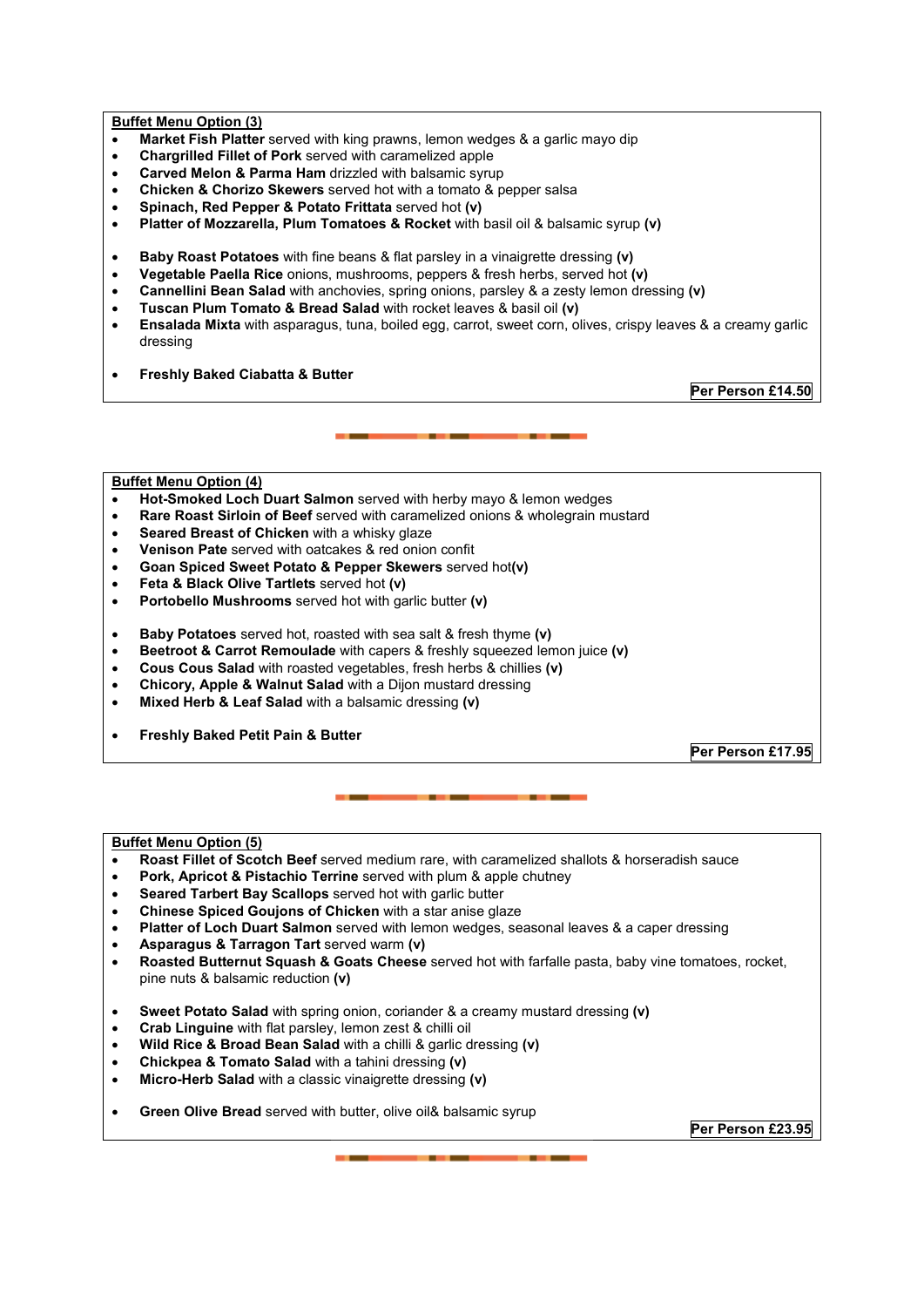## Buffet Menu Option (3)

- **Market Fish Platter** served with king prawns, lemon wedges & a garlic mayo dip
- **Chargrilled Fillet of Pork** served with caramelized apple
- **Carved Melon & Parma Ham** drizzled with balsamic syrup
- **Chicken & Chorizo Skewers** served hot with a tomato & pepper salsa
- **Spinach, Red Pepper & Potato Frittata** served hot **(v)**
- **Platter of Mozzarella, Plum Tomatoes & Rocket** with basil oil & balsamic syrup **(v)**

- **Baby Roast Potatoes** with fine beans & flat parsley in a vinaigrette dressing **(v)**
- **Vegetable Paella Rice** onions, mushrooms, peppers & fresh herbs, served hot **(v)**
- **Cannellini Bean Salad** with anchovies, spring onions, parsley & a zesty lemon dressing **(v)**
- **Tuscan Plum Tomato & Bread Salad** with rocket leaves & basil oil **(v)**
- **Ensalada Mixta** with asparagus, tuna, boiled egg, carrot, sweet corn, olives, crispy leaves & a creamy garlic dressing

- **Freshly Baked Ciabatta & Butter**

**Per Person £14.50**

## Buffet Menu Option (4)

- **Hot-Smoked Loch Duart Salmon** served with herby mayo & lemon wedges
- **Rare Roast Sirloin of Beef** served with caramelized onions & wholegrain mustard
- **Seared Breast of Chicken** with a whisky glaze
- **Venison Pate** served with oatcakes & red onion confit
- **Goan Spiced Sweet Potato & Pepper Skewers** served hot**(v)**
- **Feta & Black Olive Tartlets** served hot **(v)**
- **Portobello Mushrooms** served hot with garlic butter **(v)**

- **Baby Potatoes** served hot, roasted with sea salt & fresh thyme **(v)**
- **Beetroot & Carrot Remoulade** with capers & freshly squeezed lemon juice **(v)**
- **Cous Cous Salad** with roasted vegetables, fresh herbs & chillies **(v)**
- **Chicory, Apple & Walnut Salad** with a Dijon mustard dressing
- **Mixed Herb & Leaf Salad** with a balsamic dressing **(v)**

- **Freshly Baked Petit Pain & Butter**

**Per Person £17.95**

## Buffet Menu Option (5)

- **Roast Fillet of Scotch Beef** served medium rare, with caramelized shallots & horseradish sauce
- **Pork, Apricot & Pistachio Terrine** served with plum & apple chutney
- **Seared Tarbert Bay Scallops** served hot with garlic butter
- **Chinese Spiced Goujons of Chicken** with a star anise glaze
- **Platter of Loch Duart Salmon** served with lemon wedges, seasonal leaves & a caper dressing
- **Asparagus & Tarragon Tart** served warm **(v)**
- **Roasted Butternut Squash & Goats Cheese** served hot with farfalle pasta, baby vine tomatoes, rocket, pine nuts & balsamic reduction **(v)**

- **Sweet Potato Salad** with spring onion, coriander & a creamy mustard dressing **(v)**
- **Crab Linguine** with flat parsley, lemon zest & chilli oil
- **Wild Rice & Broad Bean Salad** with a chilli & garlic dressing **(v)**
- **Chickpea & Tomato Salad** with a tahini dressing **(v)**
- **Micro-Herb Salad** with a classic vinaigrette dressing **(v)**

- **Green Olive Bread** served with butter, olive oil& balsamic syrup

**Per Person £23.95**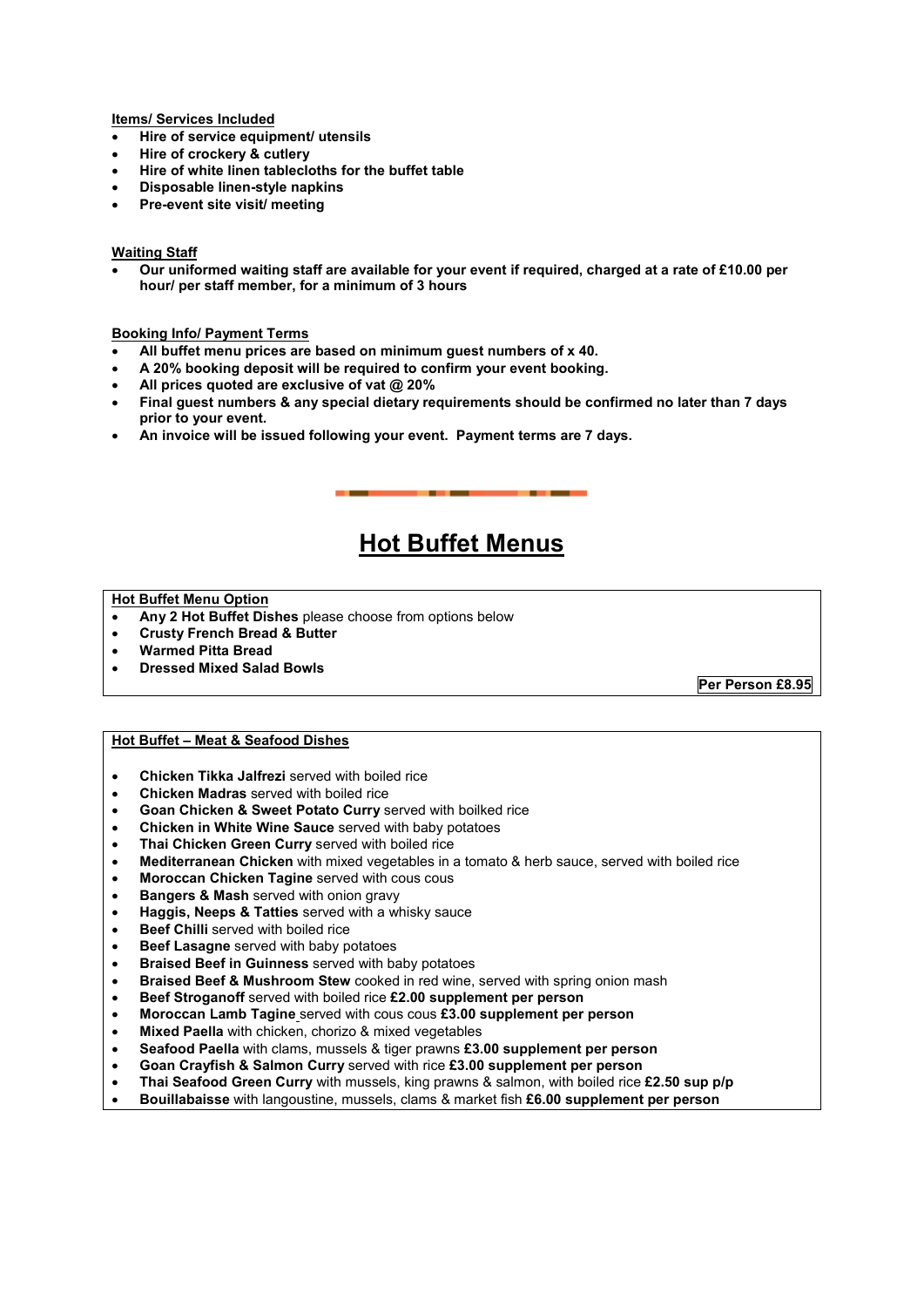**Items/ Services Included**

- **Hire of service equipment/ utensils**
- **Hire of crockery & cutlery**
- **Hire of white linen tablecloths for the buffet table**
- **Disposable linen-style napkins**
- **Pre-event site visit/ meeting**

**Waiting Staff**

- **Our uniformed waiting staff are available for your event if required, charged at a rate of £10.00 per hour/ per staff member, for a minimum of 3 hours**

**Booking Info/ Payment Terms**

- **All buffet menu prices are based on minimum guest numbers of x 40.**
- **A 20% booking deposit will be required to confirm your event booking.**
- **All prices quoted are exclusive of vat @ 20%**
- **Final guest numbers & any special dietary requirements should be confirmed no later than 7 days prior to your event.**
- **An invoice will be issued following your event. Payment terms are 7 days.**

# Hot Buffet Menus

**Hot Buffet Menu Option**

- **Any 2 Hot Buffet Dishes** please choose from options below
- **Crusty French Bread & Butter**
- **Warmed Pitta Bread**
- **Dressed Mixed Salad Bowls**

**Per Person £8.95**

**Hot Buffet – Meat & Seafood Dishes**

- **Chicken Tikka Jalfrezi** served with boiled rice
- **Chicken Madras** served with boiled rice
- **Goan Chicken & Sweet Potato Curry** served with boilked rice
- **Chicken in White Wine Sauce** served with baby potatoes
- **Thai Chicken Green Curry** served with boiled rice
- **Mediterranean Chicken** with mixed vegetables in a tomato & herb sauce, served with boiled rice
- **Moroccan Chicken Tagine** served with cous cous
- **Bangers & Mash** served with onion gravy
- **Haggis, Neeps & Tatties** served with a whisky sauce
- **Beef Chilli** served with boiled rice
- **Beef Lasagne** served with baby potatoes
- **Braised Beef in Guinness** served with baby potatoes
- **Braised Beef & Mushroom Stew** cooked in red wine, served with spring onion mash
- **Beef Stroganoff** served with boiled rice **£2.00 supplement per person**
- **Moroccan Lamb Tagine** served with cous cous **£3.00 supplement per person**
- **Mixed Paella** with chicken, chorizo & mixed vegetables
- **Seafood Paella** with clams, mussels & tiger prawns **£3.00 supplement per person**
- **Goan Crayfish & Salmon Curry** served with rice **£3.00 supplement per person**
- **Thai Seafood Green Curry** with mussels, king prawns & salmon, with boiled rice **£2.50 sup p/p**
- **Bouillabaisse** with langoustine, mussels, clams & market fish **£6.00 supplement per person**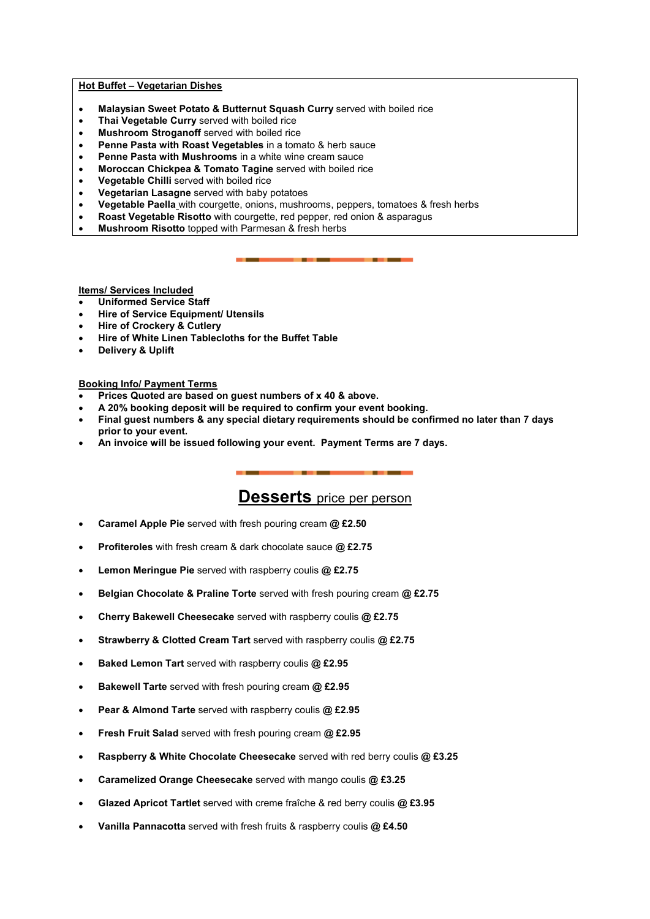**Hot Buffet – Vegetarian Dishes**

- **Malaysian Sweet Potato & Butternut Squash Curry** served with boiled rice
- **Thai Vegetable Curry** served with boiled rice
- **Mushroom Stroganoff** served with boiled rice
- **Penne Pasta with Roast Vegetables** in a tomato & herb sauce
- **Penne Pasta with Mushrooms** in a white wine cream sauce
- **Moroccan Chickpea & Tomato Tagine** served with boiled rice
- **Vegetable Chilli** served with boiled rice
- **Vegetarian Lasagne** served with baby potatoes
- **Vegetable Paella** with courgette, onions, mushrooms, peppers, tomatoes & fresh herbs
- **Roast Vegetable Risotto** with courgette, red pepper, red onion & asparagus
- **Mushroom Risotto** topped with Parmesan & fresh herbs

**Items/ Services Included**

- **Uniformed Service Staff**
- **Hire of Service Equipment/ Utensils**
- **Hire of Crockery & Cutlery**
- **Hire of White Linen Tablecloths for the Buffet Table**
- **Delivery & Uplift**

**Booking Info/ Payment Terms**

- **Prices Quoted are based on guest numbers of x 40 & above.**
- **A 20% booking deposit will be required to confirm your event booking.**
- **Final guest numbers & any special dietary requirements should be confirmed no later than 7 days prior to your event.**
- **An invoice will be issued following your event. Payment Terms are 7 days.**

## Desserts price per person

- **Caramel Apple Pie** served with fresh pouring cream **@ £2.50**
- **Profiteroles** with fresh cream & dark chocolate sauce **@ £2.75**
- **Lemon Meringue Pie** served with raspberry coulis **@ £2.75**
- **Belgian Chocolate & Praline Torte** served with fresh pouring cream **@ £2.75**
- **Cherry Bakewell Cheesecake** served with raspberry coulis **@ £2.75**
- **Strawberry & Clotted Cream Tart** served with raspberry coulis **@ £2.75**
- **Baked Lemon Tart** served with raspberry coulis **@ £2.95**
- **Bakewell Tarte** served with fresh pouring cream **@ £2.95**
- **Pear & Almond Tarte** served with raspberry coulis **@ £2.95**
- **Fresh Fruit Salad** served with fresh pouring cream **@ £2.95**
- **Raspberry & White Chocolate Cheesecake** served with red berry coulis **@ £3.25**
- **Caramelized Orange Cheesecake** served with mango coulis **@ £3.25**
- **Glazed Apricot Tartlet** served with creme fraîche & red berry coulis **@ £3.95**
- **Vanilla Pannacotta** served with fresh fruits & raspberry coulis **@ £4.50**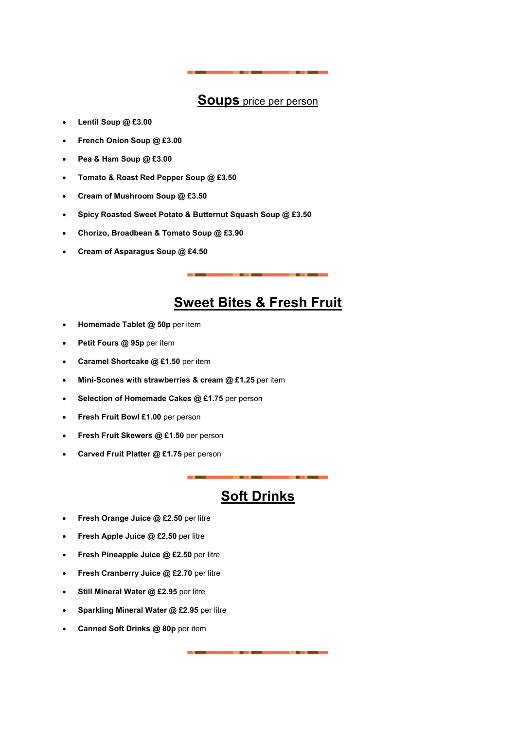## **Soups** price per person

- **Lentil Soup @ £3.00**
- **French Onion Soup @ £3.00**
- **Pea & Ham Soup @ £3.00**
- **Tomato & Roast Red Pepper Soup @ £3.50**
- **Cream of Mushroom Soup @ £3.50**
- **Spicy Roasted Sweet Potato & Butternut Squash Soup @ £3.50**
- **Chorizo, Broadbean & Tomato Soup @ £3.90**
- **Cream of Asparagus Soup @ £4.50**

## Sweet Bites & Fresh Fruit

- **Homemade Tablet @ 50p** per item
- **Petit Fours @ 95p** per item
- **Caramel Shortcake @ £1.50** per item
- **Mini-Scones with strawberries & cream @ £1.25** per item
- **Selection of Homemade Cakes @ £1.75** per person
- **Fresh Fruit Bowl £1.00** per person
- **Fresh Fruit Skewers @ £1.50** per person
- **Carved Fruit Platter @ £1.75** per person

## Soft Drinks

- **Fresh Orange Juice @ £2.50** per litre
- **Fresh Apple Juice @ £2.50** per litre
- **Fresh Pineapple Juice @ £2.50** per litre
- **Fresh Cranberry Juice @ £2.70** per litre
- **Still Mineral Water @ £2.95** per litre
- **Sparkling Mineral Water @ £2.95** per litre
- **Canned Soft Drinks @ 80p** per item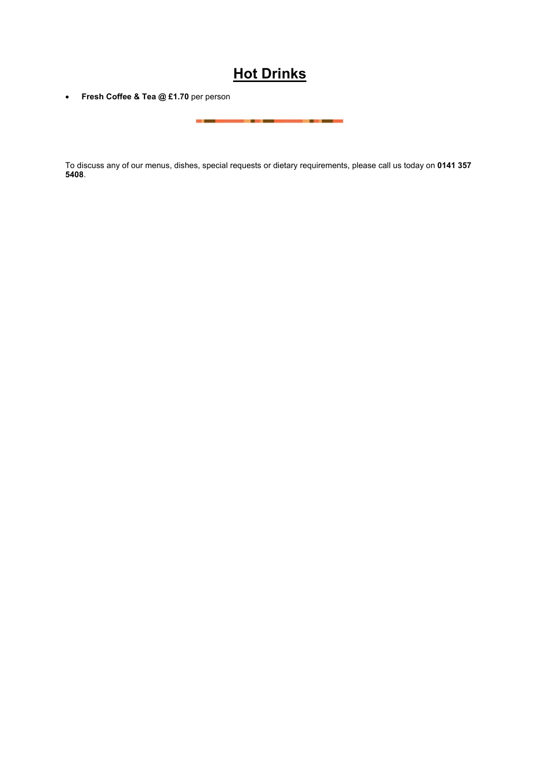# Hot Drinks

- **Fresh Coffee & Tea @ £1.70** per person

To discuss any of our menus, dishes, special requests or dietary requirements, please call us today on **0141 357 5408**.